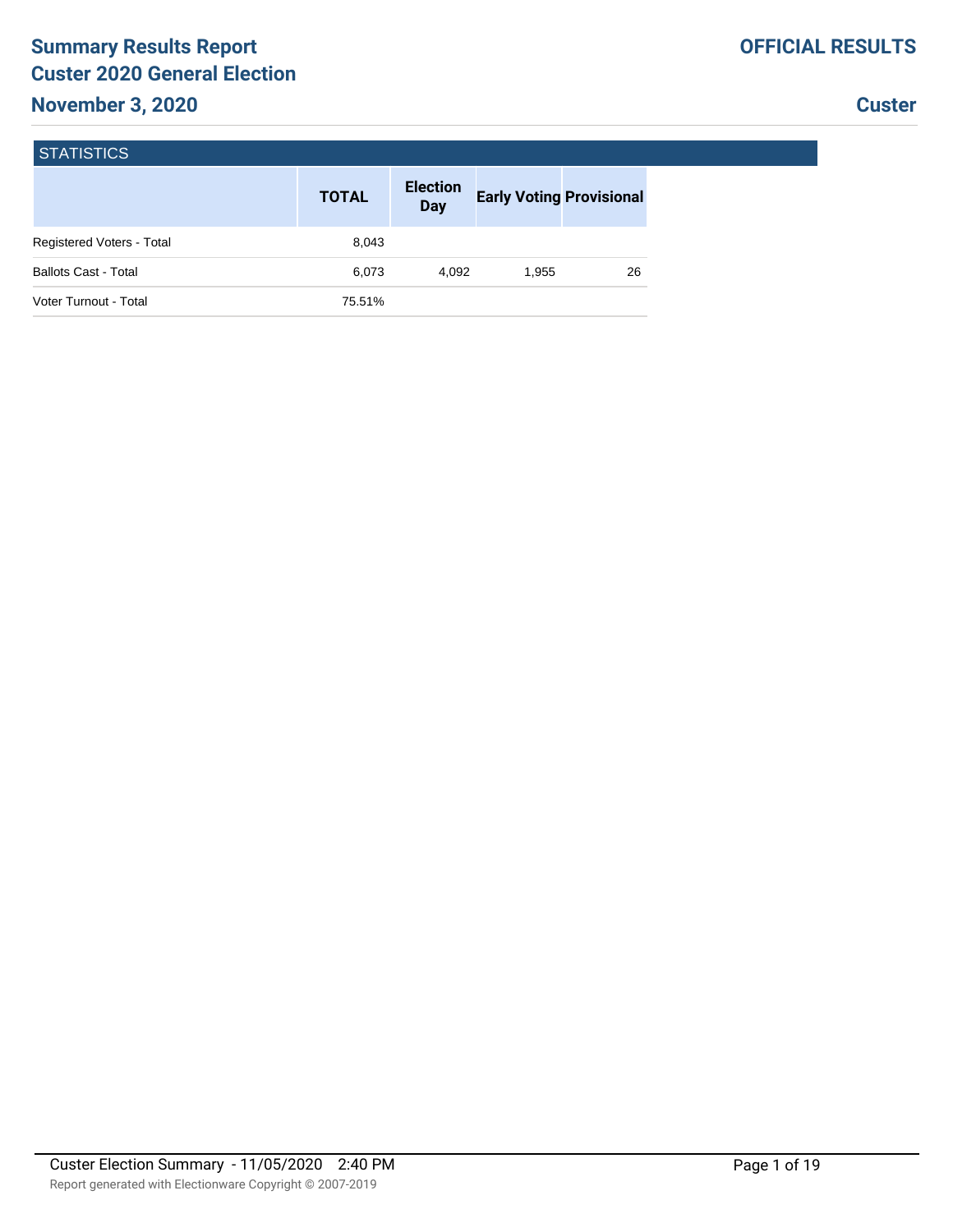# Summary Results Report
## Custer 2020 General Election
## November 3, 2020

**OFFICIAL RESULTS**

**Custer**

### STATISTICS

| | TOTAL | Election Day | Early Voting | Provisional |
|---|---|---|---|---|
| Registered Voters - Total | 8,043 | | | |
| Ballots Cast - Total | 6,073 | 4,092 | 1,955 | 26 |
| Voter Turnout - Total | 75.51% | | | |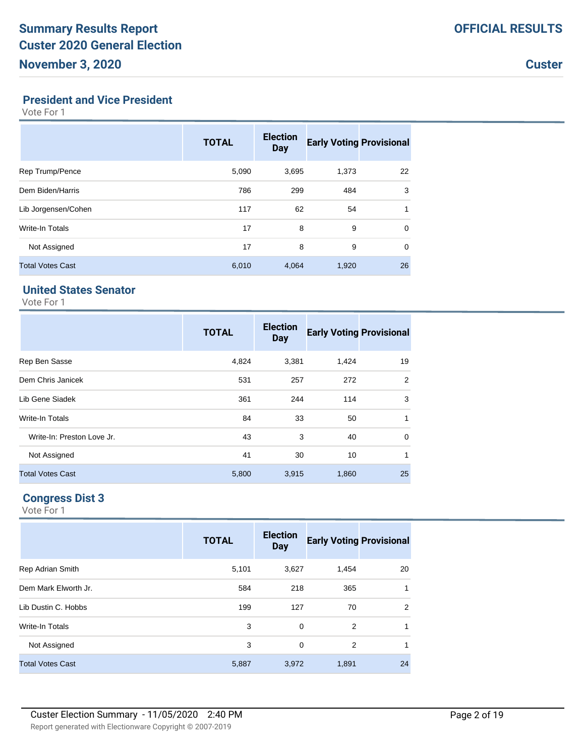# Summary Results Report
# Custer 2020 General Election
# November 3, 2020

**OFFICIAL RESULTS**

**Custer**

## President and Vice President

Vote For 1

| | TOTAL | Election Day | Early Voting | Provisional |
|---|---|---|---|---|
| Rep Trump/Pence | 5,090 | 3,695 | 1,373 | 22 |
| Dem Biden/Harris | 786 | 299 | 484 | 3 |
| Lib Jorgensen/Cohen | 117 | 62 | 54 | 1 |
| Write-In Totals | 17 | 8 | 9 | 0 |
| Not Assigned | 17 | 8 | 9 | 0 |
| Total Votes Cast | 6,010 | 4,064 | 1,920 | 26 |

## United States Senator

Vote For 1

| | TOTAL | Election Day | Early Voting | Provisional |
|---|---|---|---|---|
| Rep Ben Sasse | 4,824 | 3,381 | 1,424 | 19 |
| Dem Chris Janicek | 531 | 257 | 272 | 2 |
| Lib Gene Siadek | 361 | 244 | 114 | 3 |
| Write-In Totals | 84 | 33 | 50 | 1 |
| Write-In: Preston Love Jr. | 43 | 3 | 40 | 0 |
| Not Assigned | 41 | 30 | 10 | 1 |
| Total Votes Cast | 5,800 | 3,915 | 1,860 | 25 |

## Congress Dist 3

Vote For 1

| | TOTAL | Election Day | Early Voting | Provisional |
|---|---|---|---|---|
| Rep Adrian Smith | 5,101 | 3,627 | 1,454 | 20 |
| Dem Mark Elworth Jr. | 584 | 218 | 365 | 1 |
| Lib Dustin C. Hobbs | 199 | 127 | 70 | 2 |
| Write-In Totals | 3 | 0 | 2 | 1 |
| Not Assigned | 3 | 0 | 2 | 1 |
| Total Votes Cast | 5,887 | 3,972 | 1,891 | 24 |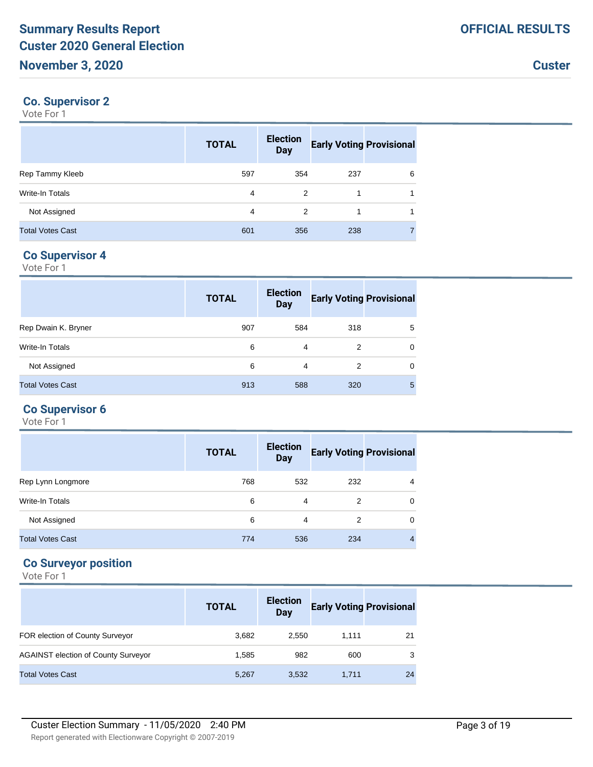## Co. Supervisor 2

Vote For 1

| | TOTAL | Election Day | Early Voting | Provisional |
|---|---|---|---|---|
| Rep Tammy Kleeb | 597 | 354 | 237 | 6 |
| Write-In Totals | 4 | 2 | 1 | 1 |
| Not Assigned | 4 | 2 | 1 | 1 |
| Total Votes Cast | 601 | 356 | 238 | 7 |

## Co Supervisor 4

Vote For 1

| | TOTAL | Election Day | Early Voting | Provisional |
|---|---|---|---|---|
| Rep Dwain K. Bryner | 907 | 584 | 318 | 5 |
| Write-In Totals | 6 | 4 | 2 | 0 |
| Not Assigned | 6 | 4 | 2 | 0 |
| Total Votes Cast | 913 | 588 | 320 | 5 |

## Co Supervisor 6

Vote For 1

| | TOTAL | Election Day | Early Voting | Provisional |
|---|---|---|---|---|
| Rep Lynn Longmore | 768 | 532 | 232 | 4 |
| Write-In Totals | 6 | 4 | 2 | 0 |
| Not Assigned | 6 | 4 | 2 | 0 |
| Total Votes Cast | 774 | 536 | 234 | 4 |

## Co Surveyor position

Vote For 1

| | TOTAL | Election Day | Early Voting | Provisional |
|---|---|---|---|---|
| FOR election of County Surveyor | 3,682 | 2,550 | 1,111 | 21 |
| AGAINST election of County Surveyor | 1,585 | 982 | 600 | 3 |
| Total Votes Cast | 5,267 | 3,532 | 1,711 | 24 |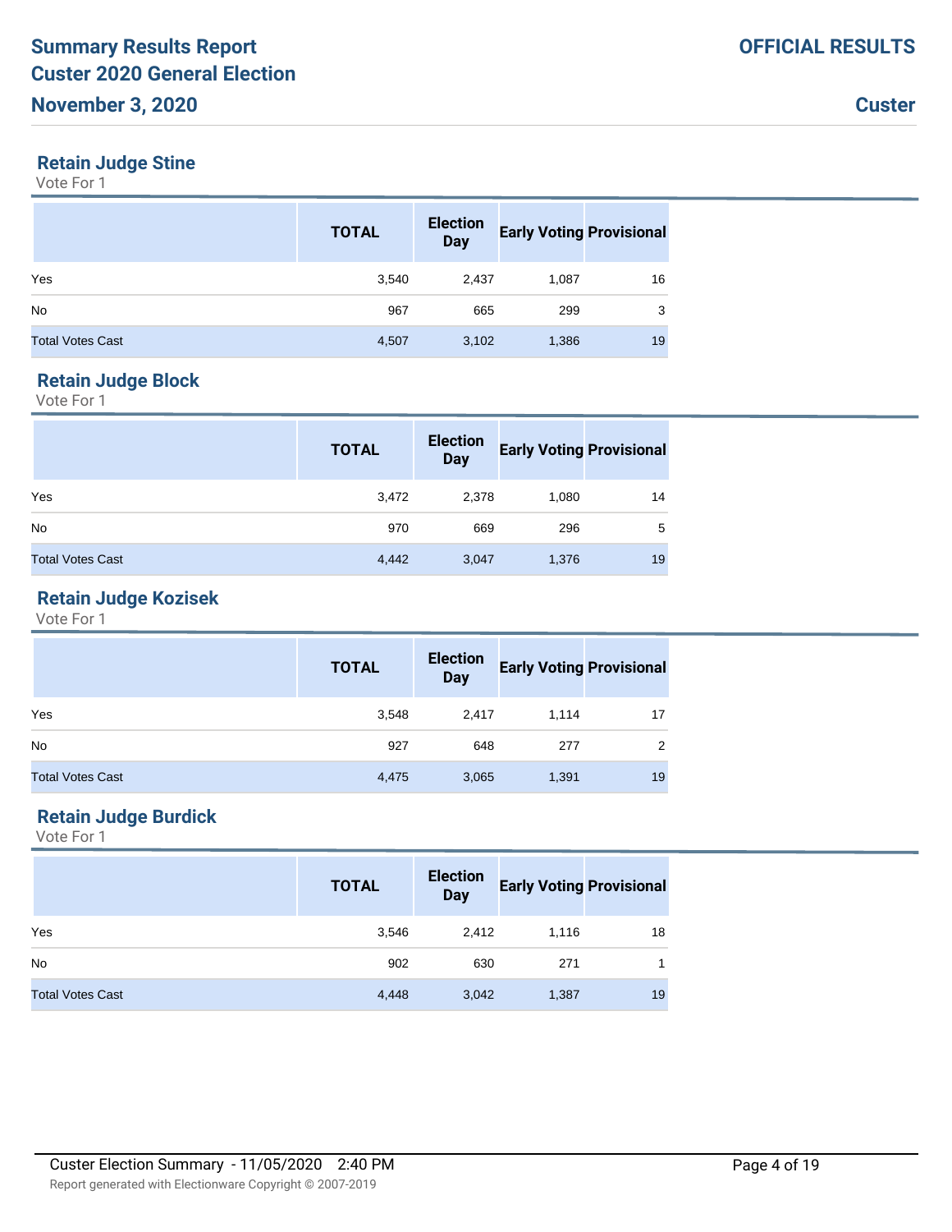## Retain Judge Stine

Vote For 1

| | TOTAL | Election Day | Early Voting | Provisional |
|---|---|---|---|---|
| Yes | 3,540 | 2,437 | 1,087 | 16 |
| No | 967 | 665 | 299 | 3 |
| Total Votes Cast | 4,507 | 3,102 | 1,386 | 19 |

## Retain Judge Block

Vote For 1

| | TOTAL | Election Day | Early Voting | Provisional |
|---|---|---|---|---|
| Yes | 3,472 | 2,378 | 1,080 | 14 |
| No | 970 | 669 | 296 | 5 |
| Total Votes Cast | 4,442 | 3,047 | 1,376 | 19 |

## Retain Judge Kozisek

Vote For 1

| | TOTAL | Election Day | Early Voting | Provisional |
|---|---|---|---|---|
| Yes | 3,548 | 2,417 | 1,114 | 17 |
| No | 927 | 648 | 277 | 2 |
| Total Votes Cast | 4,475 | 3,065 | 1,391 | 19 |

## Retain Judge Burdick

Vote For 1

| | TOTAL | Election Day | Early Voting | Provisional |
|---|---|---|---|---|
| Yes | 3,546 | 2,412 | 1,116 | 18 |
| No | 902 | 630 | 271 | 1 |
| Total Votes Cast | 4,448 | 3,042 | 1,387 | 19 |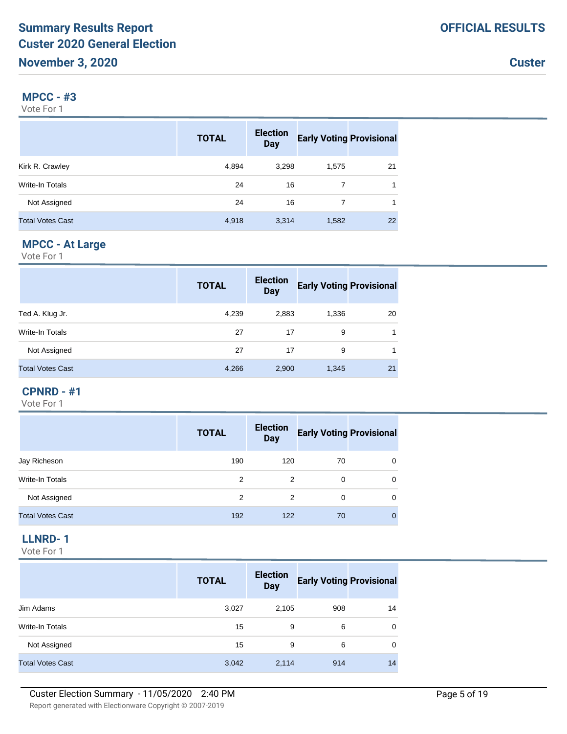## MPCC - #3

Vote For 1

| | TOTAL | Election Day | Early Voting | Provisional |
|---|---|---|---|---|
| Kirk R. Crawley | 4,894 | 3,298 | 1,575 | 21 |
| Write-In Totals | 24 | 16 | 7 | 1 |
| Not Assigned | 24 | 16 | 7 | 1 |
| Total Votes Cast | 4,918 | 3,314 | 1,582 | 22 |

## MPCC - At Large

Vote For 1

| | TOTAL | Election Day | Early Voting | Provisional |
|---|---|---|---|---|
| Ted A. Klug Jr. | 4,239 | 2,883 | 1,336 | 20 |
| Write-In Totals | 27 | 17 | 9 | 1 |
| Not Assigned | 27 | 17 | 9 | 1 |
| Total Votes Cast | 4,266 | 2,900 | 1,345 | 21 |

## CPNRD - #1

Vote For 1

| | TOTAL | Election Day | Early Voting | Provisional |
|---|---|---|---|---|
| Jay Richeson | 190 | 120 | 70 | 0 |
| Write-In Totals | 2 | 2 | 0 | 0 |
| Not Assigned | 2 | 2 | 0 | 0 |
| Total Votes Cast | 192 | 122 | 70 | 0 |

## LLNRD- 1

Vote For 1

| | TOTAL | Election Day | Early Voting | Provisional |
|---|---|---|---|---|
| Jim Adams | 3,027 | 2,105 | 908 | 14 |
| Write-In Totals | 15 | 9 | 6 | 0 |
| Not Assigned | 15 | 9 | 6 | 0 |
| Total Votes Cast | 3,042 | 2,114 | 914 | 14 |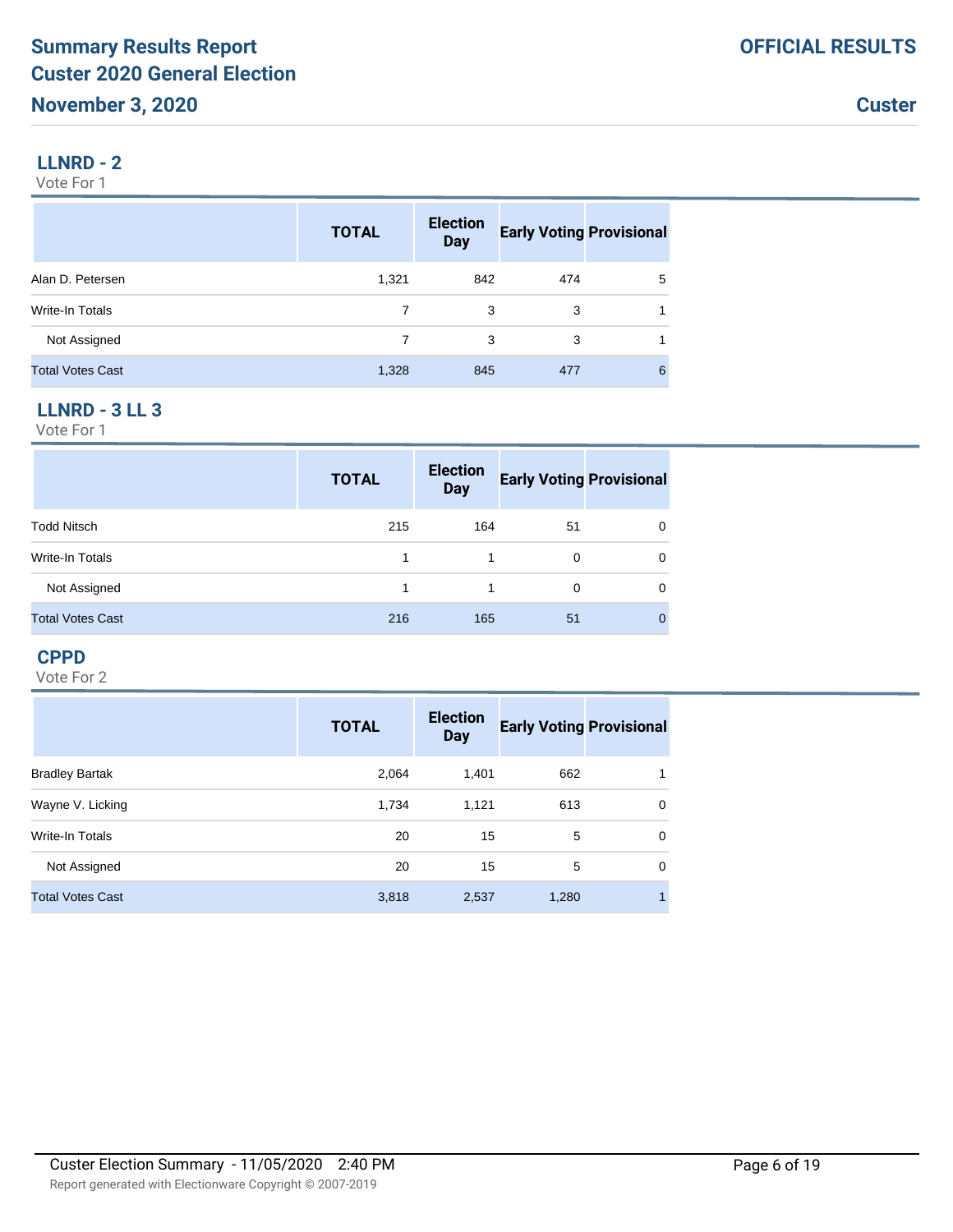## LLNRD - 2

Vote For 1

| | TOTAL | Election Day | Early Voting | Provisional |
|---|---|---|---|---|
| Alan D. Petersen | 1,321 | 842 | 474 | 5 |
| Write-In Totals | 7 | 3 | 3 | 1 |
| Not Assigned | 7 | 3 | 3 | 1 |
| Total Votes Cast | 1,328 | 845 | 477 | 6 |

## LLNRD - 3 LL 3

Vote For 1

| | TOTAL | Election Day | Early Voting | Provisional |
|---|---|---|---|---|
| Todd Nitsch | 215 | 164 | 51 | 0 |
| Write-In Totals | 1 | 1 | 0 | 0 |
| Not Assigned | 1 | 1 | 0 | 0 |
| Total Votes Cast | 216 | 165 | 51 | 0 |

## CPPD

Vote For 2

| | TOTAL | Election Day | Early Voting | Provisional |
|---|---|---|---|---|
| Bradley Bartak | 2,064 | 1,401 | 662 | 1 |
| Wayne V. Licking | 1,734 | 1,121 | 613 | 0 |
| Write-In Totals | 20 | 15 | 5 | 0 |
| Not Assigned | 20 | 15 | 5 | 0 |
| Total Votes Cast | 3,818 | 2,537 | 1,280 | 1 |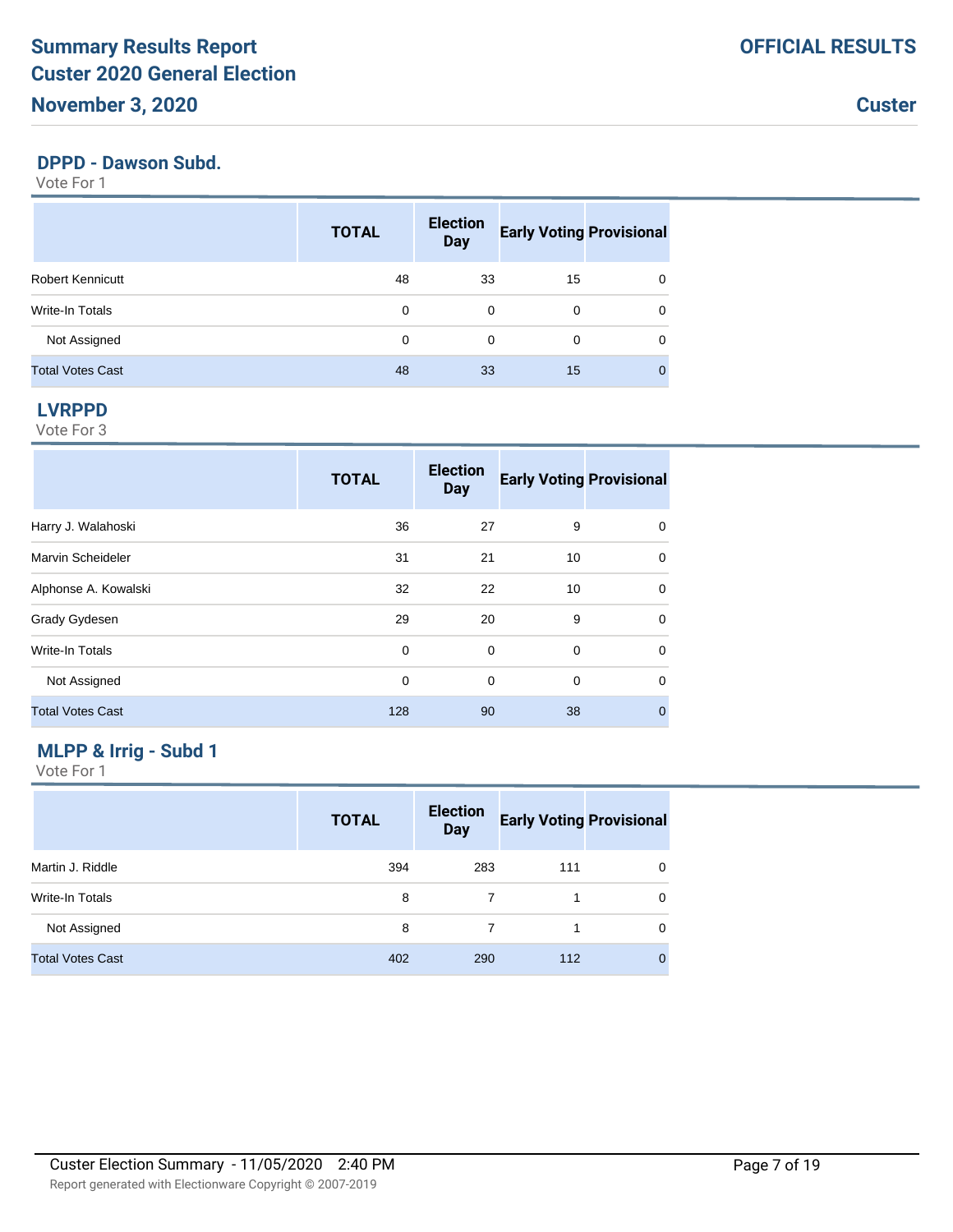# Summary Results Report
# Custer 2020 General Election
## November 3, 2020

**OFFICIAL RESULTS**

**Custer**

### DPPD - Dawson Subd.

Vote For 1

| | TOTAL | Election Day | Early Voting | Provisional |
|---|---|---|---|---|
| Robert Kennicutt | 48 | 33 | 15 | 0 |
| Write-In Totals | 0 | 0 | 0 | 0 |
| Not Assigned | 0 | 0 | 0 | 0 |
| Total Votes Cast | 48 | 33 | 15 | 0 |

### LVRPPD

Vote For 3

| | TOTAL | Election Day | Early Voting | Provisional |
|---|---|---|---|---|
| Harry J. Walahoski | 36 | 27 | 9 | 0 |
| Marvin Scheideler | 31 | 21 | 10 | 0 |
| Alphonse A. Kowalski | 32 | 22 | 10 | 0 |
| Grady Gydesen | 29 | 20 | 9 | 0 |
| Write-In Totals | 0 | 0 | 0 | 0 |
| Not Assigned | 0 | 0 | 0 | 0 |
| Total Votes Cast | 128 | 90 | 38 | 0 |

### MLPP & Irrig - Subd 1

Vote For 1

| | TOTAL | Election Day | Early Voting | Provisional |
|---|---|---|---|---|
| Martin J. Riddle | 394 | 283 | 111 | 0 |
| Write-In Totals | 8 | 7 | 1 | 0 |
| Not Assigned | 8 | 7 | 1 | 0 |
| Total Votes Cast | 402 | 290 | 112 | 0 |

Custer Election Summary - 11/05/2020 2:40 PM

Report generated with Electionware Copyright © 2007-2019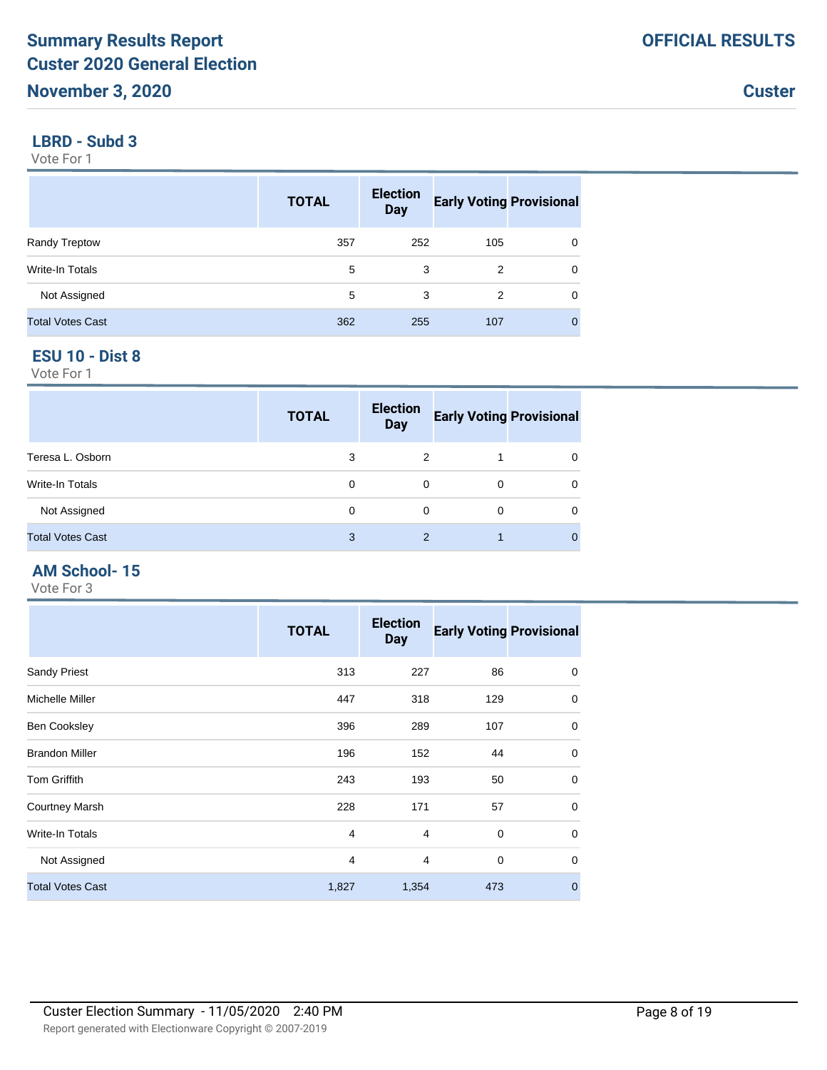## LBRD - Subd 3

Vote For 1

| | TOTAL | Election Day | Early Voting | Provisional |
|---|---|---|---|---|
| Randy Treptow | 357 | 252 | 105 | 0 |
| Write-In Totals | 5 | 3 | 2 | 0 |
| Not Assigned | 5 | 3 | 2 | 0 |
| Total Votes Cast | 362 | 255 | 107 | 0 |

## ESU 10 - Dist 8

Vote For 1

| | TOTAL | Election Day | Early Voting | Provisional |
|---|---|---|---|---|
| Teresa L. Osborn | 3 | 2 | 1 | 0 |
| Write-In Totals | 0 | 0 | 0 | 0 |
| Not Assigned | 0 | 0 | 0 | 0 |
| Total Votes Cast | 3 | 2 | 1 | 0 |

## AM School- 15

Vote For 3

| | TOTAL | Election Day | Early Voting | Provisional |
|---|---|---|---|---|
| Sandy Priest | 313 | 227 | 86 | 0 |
| Michelle Miller | 447 | 318 | 129 | 0 |
| Ben Cooksley | 396 | 289 | 107 | 0 |
| Brandon Miller | 196 | 152 | 44 | 0 |
| Tom Griffith | 243 | 193 | 50 | 0 |
| Courtney Marsh | 228 | 171 | 57 | 0 |
| Write-In Totals | 4 | 4 | 0 | 0 |
| Not Assigned | 4 | 4 | 0 | 0 |
| Total Votes Cast | 1,827 | 1,354 | 473 | 0 |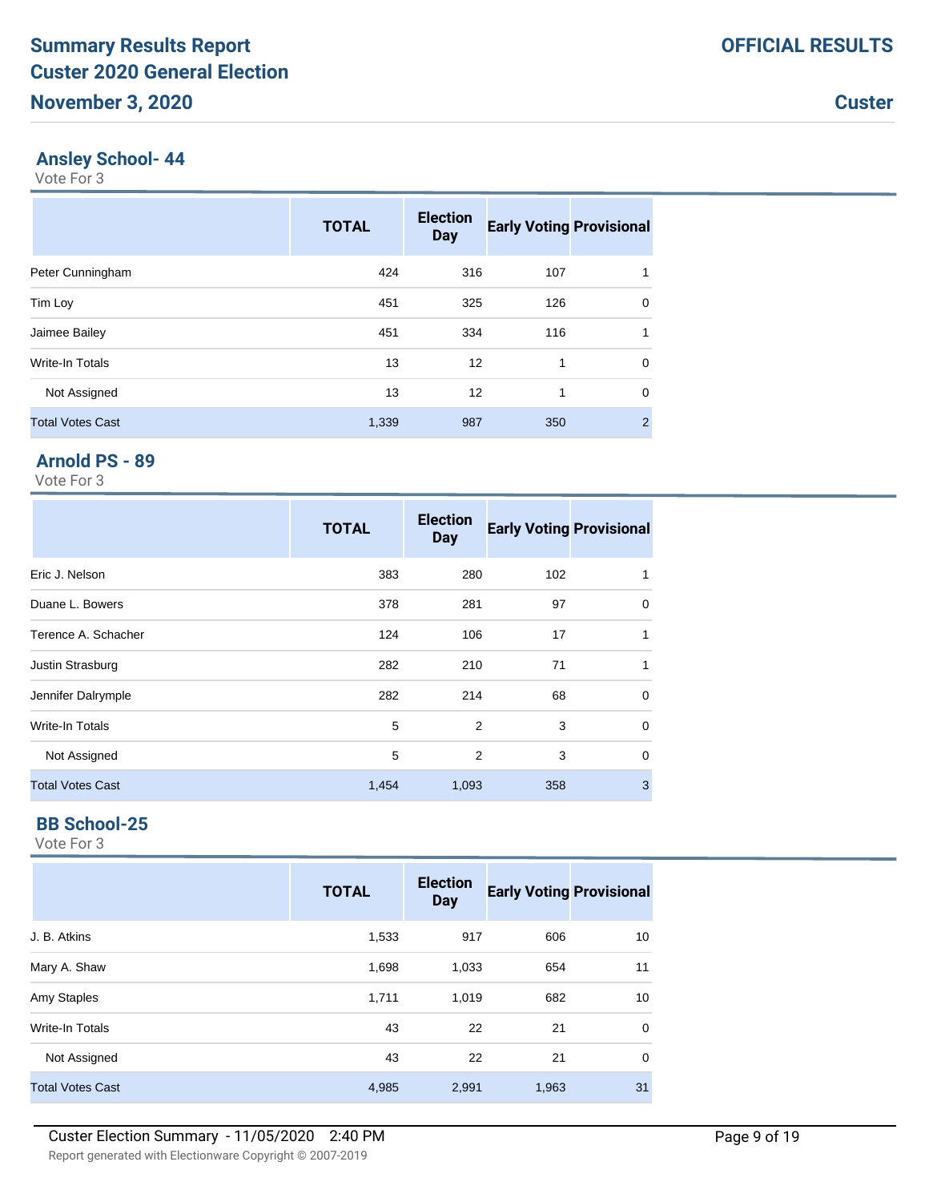# Summary Results Report
# Custer 2020 General Election
## November 3, 2020

**OFFICIAL RESULTS**

**Custer**

### Ansley School- 44

Vote For 3

| | TOTAL | Election Day | Early Voting | Provisional |
|---|---|---|---|---|
| Peter Cunningham | 424 | 316 | 107 | 1 |
| Tim Loy | 451 | 325 | 126 | 0 |
| Jaimee Bailey | 451 | 334 | 116 | 1 |
| Write-In Totals | 13 | 12 | 1 | 0 |
| Not Assigned | 13 | 12 | 1 | 0 |
| Total Votes Cast | 1,339 | 987 | 350 | 2 |

### Arnold PS - 89

Vote For 3

| | TOTAL | Election Day | Early Voting | Provisional |
|---|---|---|---|---|
| Eric J. Nelson | 383 | 280 | 102 | 1 |
| Duane L. Bowers | 378 | 281 | 97 | 0 |
| Terence A. Schacher | 124 | 106 | 17 | 1 |
| Justin Strasburg | 282 | 210 | 71 | 1 |
| Jennifer Dalrymple | 282 | 214 | 68 | 0 |
| Write-In Totals | 5 | 2 | 3 | 0 |
| Not Assigned | 5 | 2 | 3 | 0 |
| Total Votes Cast | 1,454 | 1,093 | 358 | 3 |

### BB School-25

Vote For 3

| | TOTAL | Election Day | Early Voting | Provisional |
|---|---|---|---|---|
| J. B. Atkins | 1,533 | 917 | 606 | 10 |
| Mary A. Shaw | 1,698 | 1,033 | 654 | 11 |
| Amy Staples | 1,711 | 1,019 | 682 | 10 |
| Write-In Totals | 43 | 22 | 21 | 0 |
| Not Assigned | 43 | 22 | 21 | 0 |
| Total Votes Cast | 4,985 | 2,991 | 1,963 | 31 |

Custer Election Summary - 11/05/2020 2:40 PM

Report generated with Electionware Copyright © 2007-2019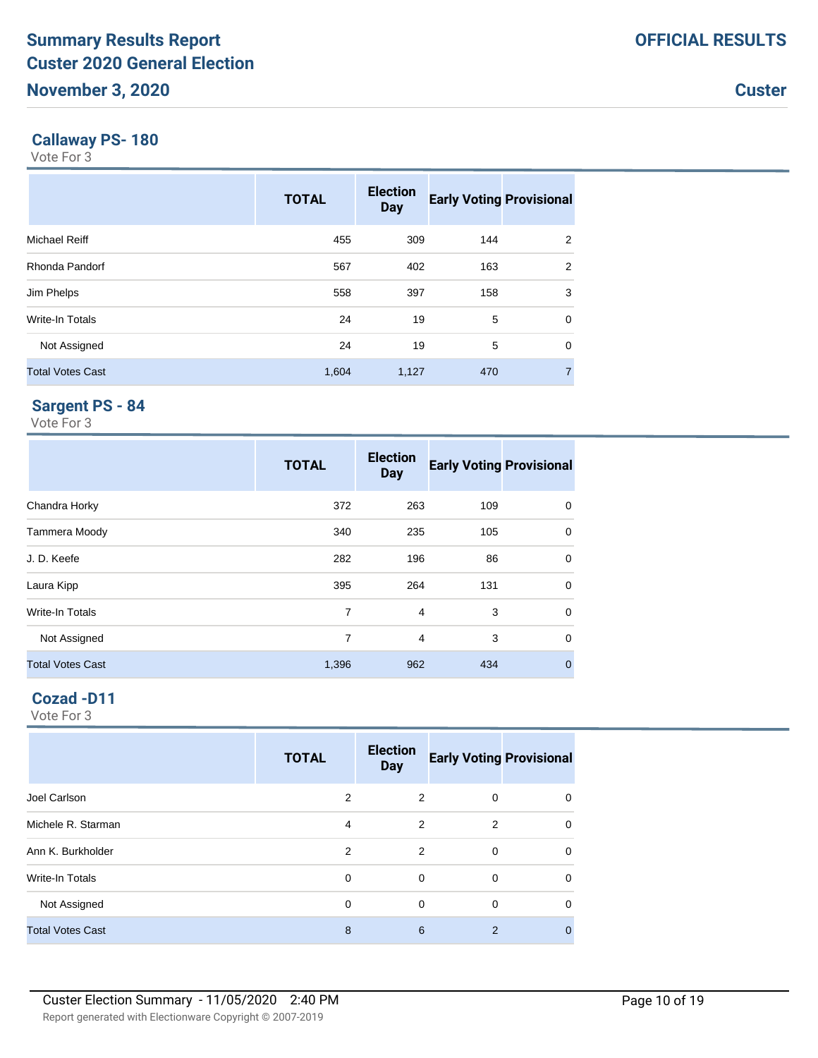# Summary Results Report
# Custer 2020 General Election
# November 3, 2020

**OFFICIAL RESULTS**

**Custer**

## Callaway PS- 180

Vote For 3

| | TOTAL | Election Day | Early Voting | Provisional |
|---|---|---|---|---|
| Michael Reiff | 455 | 309 | 144 | 2 |
| Rhonda Pandorf | 567 | 402 | 163 | 2 |
| Jim Phelps | 558 | 397 | 158 | 3 |
| Write-In Totals | 24 | 19 | 5 | 0 |
| Not Assigned | 24 | 19 | 5 | 0 |
| Total Votes Cast | 1,604 | 1,127 | 470 | 7 |

## Sargent PS - 84

Vote For 3

| | TOTAL | Election Day | Early Voting | Provisional |
|---|---|---|---|---|
| Chandra Horky | 372 | 263 | 109 | 0 |
| Tammera Moody | 340 | 235 | 105 | 0 |
| J. D. Keefe | 282 | 196 | 86 | 0 |
| Laura Kipp | 395 | 264 | 131 | 0 |
| Write-In Totals | 7 | 4 | 3 | 0 |
| Not Assigned | 7 | 4 | 3 | 0 |
| Total Votes Cast | 1,396 | 962 | 434 | 0 |

## Cozad -D11

Vote For 3

| | TOTAL | Election Day | Early Voting | Provisional |
|---|---|---|---|---|
| Joel Carlson | 2 | 2 | 0 | 0 |
| Michele R. Starman | 4 | 2 | 2 | 0 |
| Ann K. Burkholder | 2 | 2 | 0 | 0 |
| Write-In Totals | 0 | 0 | 0 | 0 |
| Not Assigned | 0 | 0 | 0 | 0 |
| Total Votes Cast | 8 | 6 | 2 | 0 |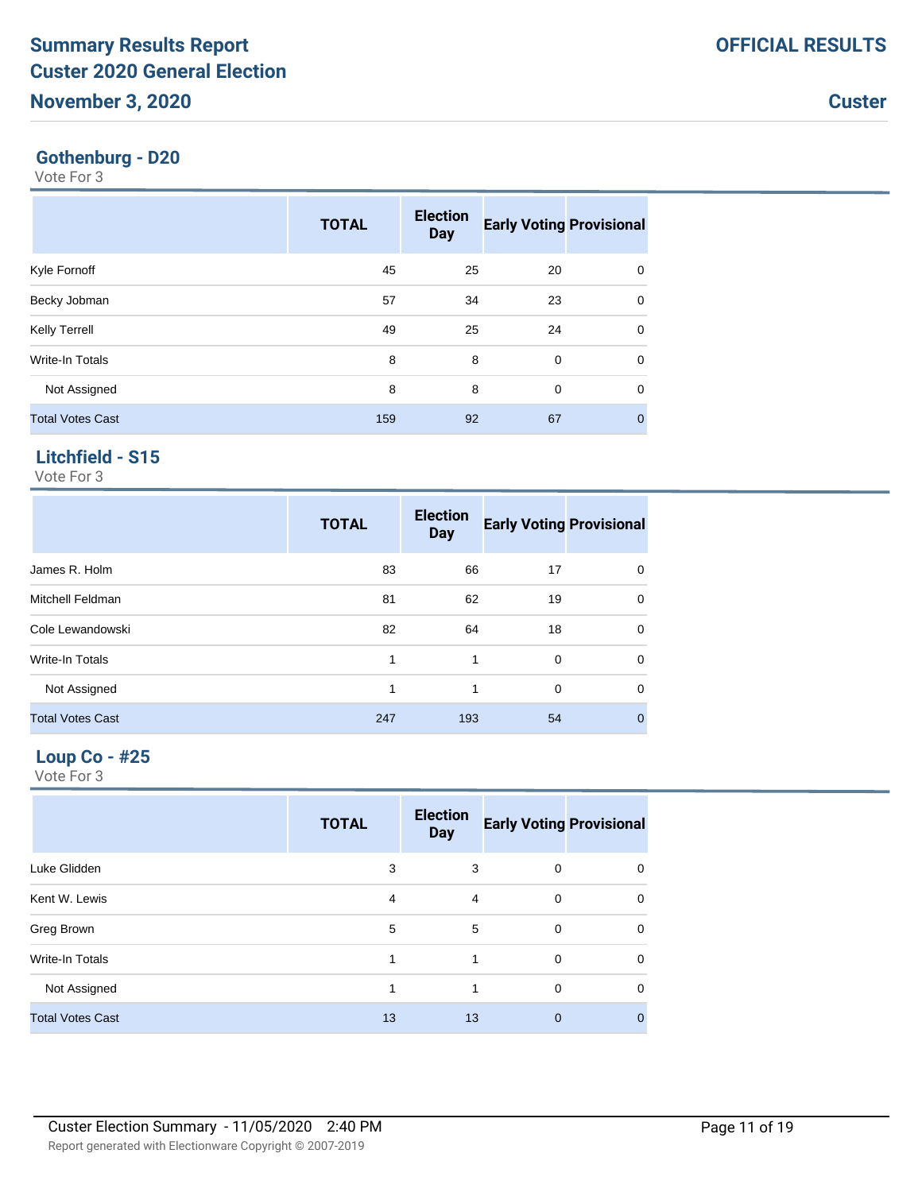## Gothenburg - D20

Vote For 3

| | TOTAL | Election Day | Early Voting | Provisional |
|---|---|---|---|---|
| Kyle Fornoff | 45 | 25 | 20 | 0 |
| Becky Jobman | 57 | 34 | 23 | 0 |
| Kelly Terrell | 49 | 25 | 24 | 0 |
| Write-In Totals | 8 | 8 | 0 | 0 |
| Not Assigned | 8 | 8 | 0 | 0 |
| Total Votes Cast | 159 | 92 | 67 | 0 |

## Litchfield - S15

Vote For 3

| | TOTAL | Election Day | Early Voting | Provisional |
|---|---|---|---|---|
| James R. Holm | 83 | 66 | 17 | 0 |
| Mitchell Feldman | 81 | 62 | 19 | 0 |
| Cole Lewandowski | 82 | 64 | 18 | 0 |
| Write-In Totals | 1 | 1 | 0 | 0 |
| Not Assigned | 1 | 1 | 0 | 0 |
| Total Votes Cast | 247 | 193 | 54 | 0 |

## Loup Co - #25

Vote For 3

| | TOTAL | Election Day | Early Voting | Provisional |
|---|---|---|---|---|
| Luke Glidden | 3 | 3 | 0 | 0 |
| Kent W. Lewis | 4 | 4 | 0 | 0 |
| Greg Brown | 5 | 5 | 0 | 0 |
| Write-In Totals | 1 | 1 | 0 | 0 |
| Not Assigned | 1 | 1 | 0 | 0 |
| Total Votes Cast | 13 | 13 | 0 | 0 |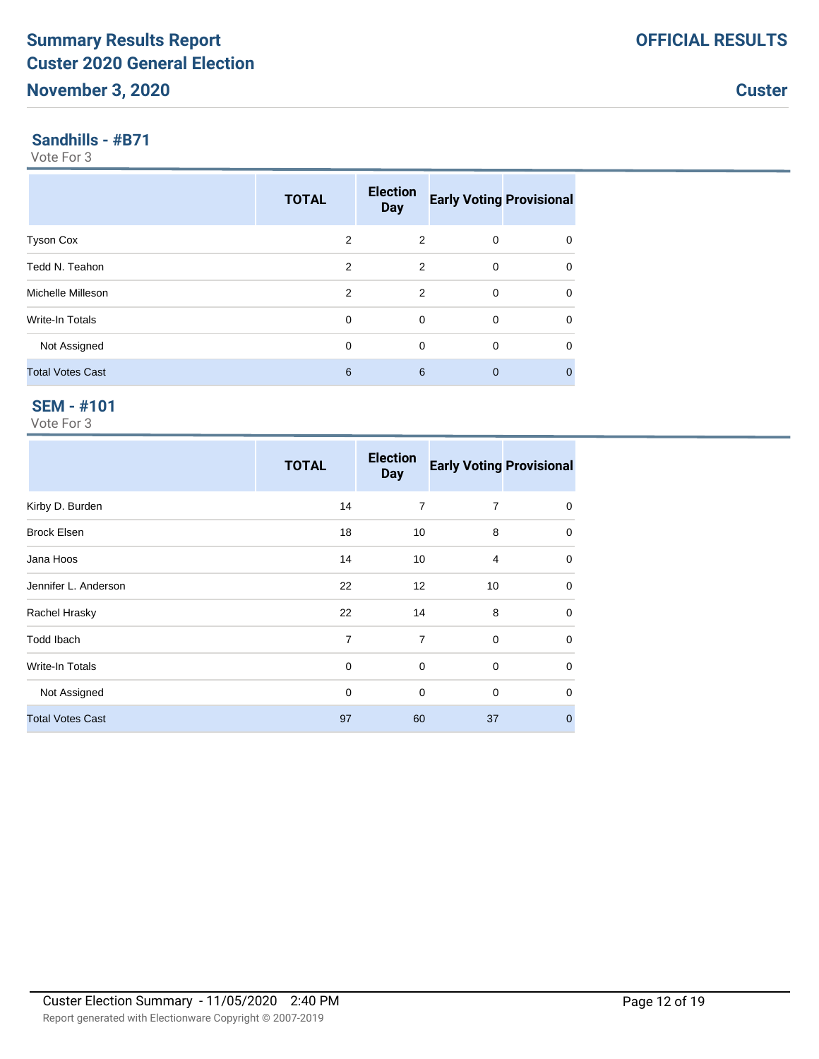## Sandhills - #B71

Vote For 3

| | TOTAL | Election Day | Early Voting | Provisional |
|---|---|---|---|---|
| Tyson Cox | 2 | 2 | 0 | 0 |
| Tedd N. Teahon | 2 | 2 | 0 | 0 |
| Michelle Milleson | 2 | 2 | 0 | 0 |
| Write-In Totals | 0 | 0 | 0 | 0 |
| Not Assigned | 0 | 0 | 0 | 0 |
| Total Votes Cast | 6 | 6 | 0 | 0 |

## SEM - #101

Vote For 3

| | TOTAL | Election Day | Early Voting | Provisional |
|---|---|---|---|---|
| Kirby D. Burden | 14 | 7 | 7 | 0 |
| Brock Elsen | 18 | 10 | 8 | 0 |
| Jana Hoos | 14 | 10 | 4 | 0 |
| Jennifer L. Anderson | 22 | 12 | 10 | 0 |
| Rachel Hrasky | 22 | 14 | 8 | 0 |
| Todd Ibach | 7 | 7 | 0 | 0 |
| Write-In Totals | 0 | 0 | 0 | 0 |
| Not Assigned | 0 | 0 | 0 | 0 |
| Total Votes Cast | 97 | 60 | 37 | 0 |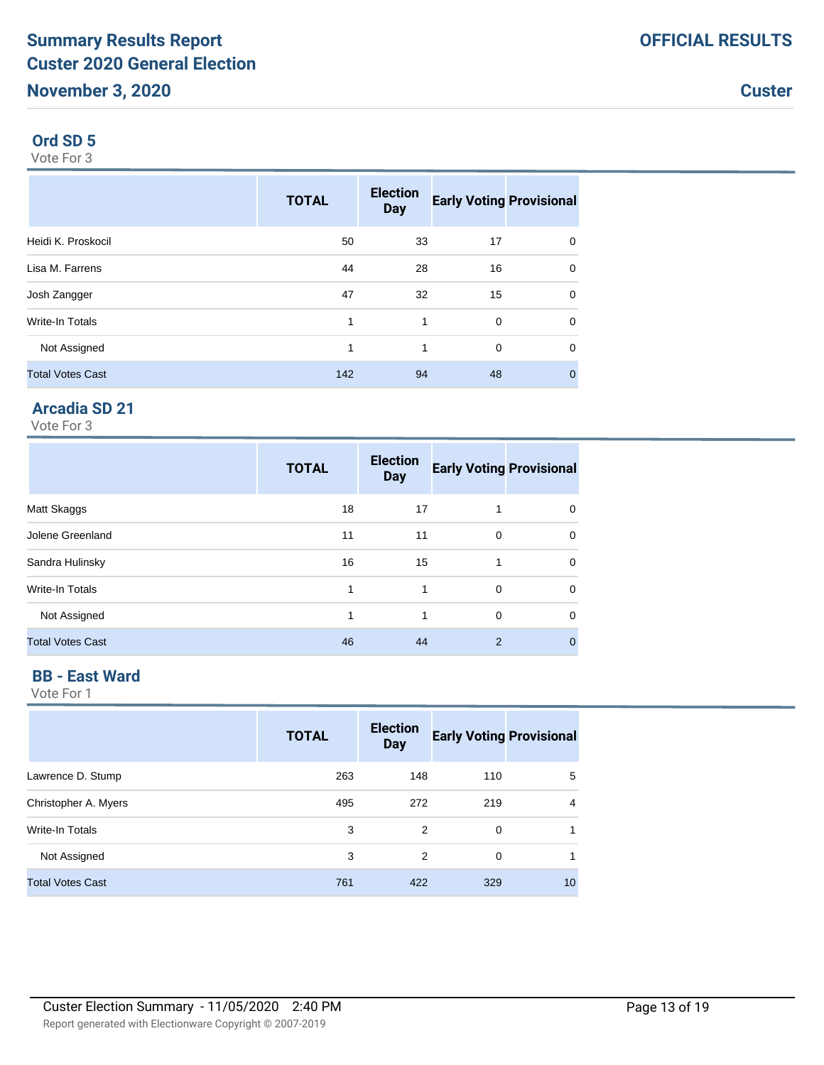## Ord SD 5

Vote For 3

| | TOTAL | Election Day | Early Voting | Provisional |
|---|---|---|---|---|
| Heidi K. Proskocil | 50 | 33 | 17 | 0 |
| Lisa M. Farrens | 44 | 28 | 16 | 0 |
| Josh Zangger | 47 | 32 | 15 | 0 |
| Write-In Totals | 1 | 1 | 0 | 0 |
| Not Assigned | 1 | 1 | 0 | 0 |
| Total Votes Cast | 142 | 94 | 48 | 0 |

## Arcadia SD 21

Vote For 3

| | TOTAL | Election Day | Early Voting | Provisional |
|---|---|---|---|---|
| Matt Skaggs | 18 | 17 | 1 | 0 |
| Jolene Greenland | 11 | 11 | 0 | 0 |
| Sandra Hulinsky | 16 | 15 | 1 | 0 |
| Write-In Totals | 1 | 1 | 0 | 0 |
| Not Assigned | 1 | 1 | 0 | 0 |
| Total Votes Cast | 46 | 44 | 2 | 0 |

## BB - East Ward

Vote For 1

| | TOTAL | Election Day | Early Voting | Provisional |
|---|---|---|---|---|
| Lawrence D. Stump | 263 | 148 | 110 | 5 |
| Christopher A. Myers | 495 | 272 | 219 | 4 |
| Write-In Totals | 3 | 2 | 0 | 1 |
| Not Assigned | 3 | 2 | 0 | 1 |
| Total Votes Cast | 761 | 422 | 329 | 10 |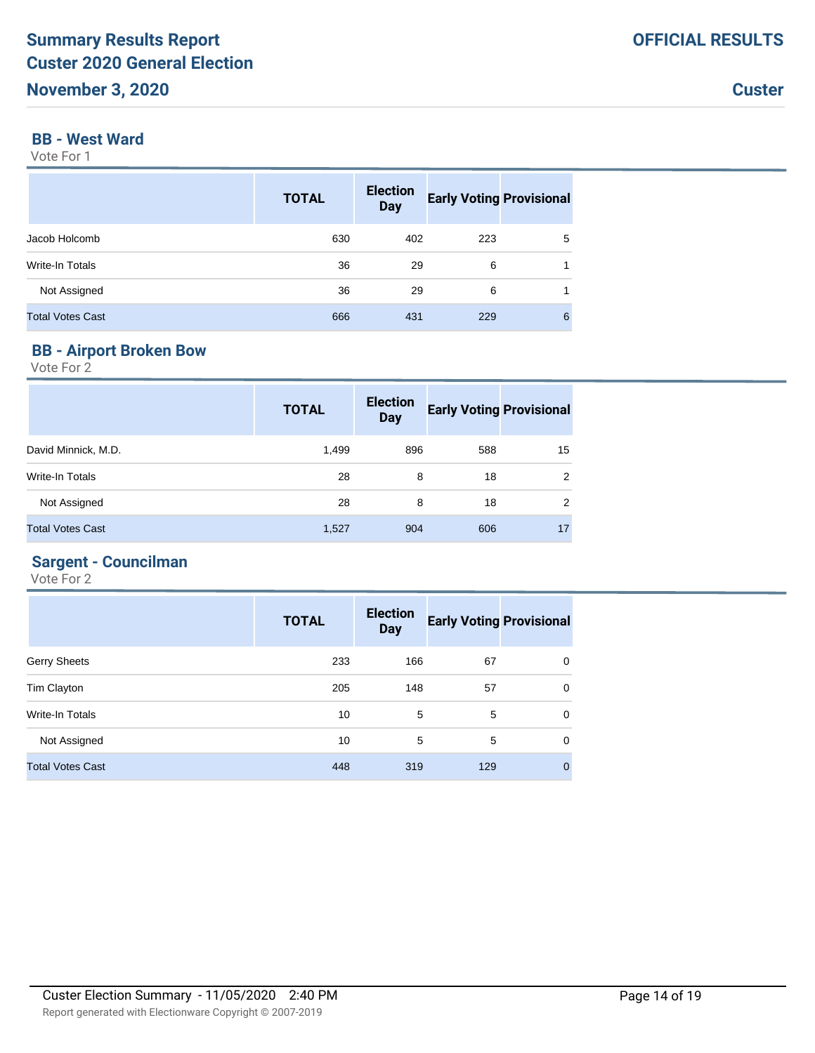## BB - West Ward

Vote For 1

| | TOTAL | Election Day | Early Voting | Provisional |
|---|---|---|---|---|
| Jacob Holcomb | 630 | 402 | 223 | 5 |
| Write-In Totals | 36 | 29 | 6 | 1 |
| Not Assigned | 36 | 29 | 6 | 1 |
| Total Votes Cast | 666 | 431 | 229 | 6 |

## BB - Airport Broken Bow

Vote For 2

| | TOTAL | Election Day | Early Voting | Provisional |
|---|---|---|---|---|
| David Minnick, M.D. | 1,499 | 896 | 588 | 15 |
| Write-In Totals | 28 | 8 | 18 | 2 |
| Not Assigned | 28 | 8 | 18 | 2 |
| Total Votes Cast | 1,527 | 904 | 606 | 17 |

## Sargent - Councilman

Vote For 2

| | TOTAL | Election Day | Early Voting | Provisional |
|---|---|---|---|---|
| Gerry Sheets | 233 | 166 | 67 | 0 |
| Tim Clayton | 205 | 148 | 57 | 0 |
| Write-In Totals | 10 | 5 | 5 | 0 |
| Not Assigned | 10 | 5 | 5 | 0 |
| Total Votes Cast | 448 | 319 | 129 | 0 |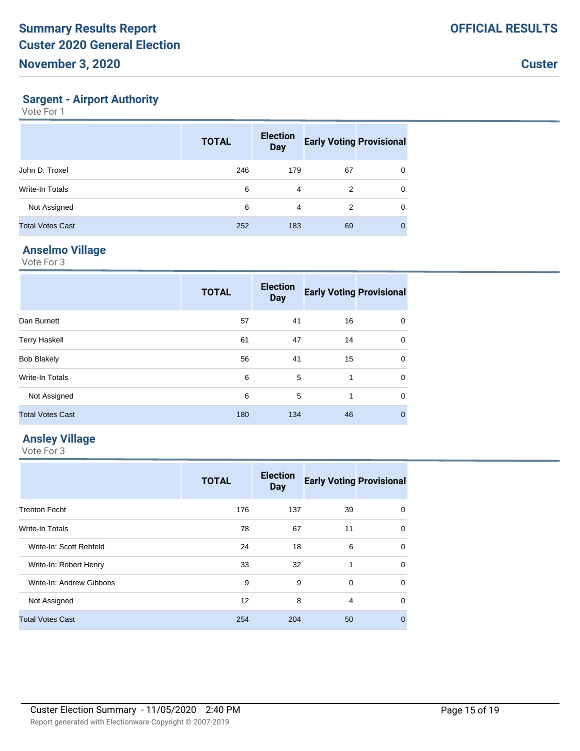# Summary Results Report

# Custer 2020 General Election

# November 3, 2020

**OFFICIAL RESULTS**

**Custer**

## Sargent - Airport Authority

Vote For 1

| | TOTAL | Election Day | Early Voting | Provisional |
|---|---|---|---|---|
| John D. Troxel | 246 | 179 | 67 | 0 |
| Write-In Totals | 6 | 4 | 2 | 0 |
| Not Assigned | 6 | 4 | 2 | 0 |
| Total Votes Cast | 252 | 183 | 69 | 0 |

## Anselmo Village

Vote For 3

| | TOTAL | Election Day | Early Voting | Provisional |
|---|---|---|---|---|
| Dan Burnett | 57 | 41 | 16 | 0 |
| Terry Haskell | 61 | 47 | 14 | 0 |
| Bob Blakely | 56 | 41 | 15 | 0 |
| Write-In Totals | 6 | 5 | 1 | 0 |
| Not Assigned | 6 | 5 | 1 | 0 |
| Total Votes Cast | 180 | 134 | 46 | 0 |

## Ansley Village

Vote For 3

| | TOTAL | Election Day | Early Voting | Provisional |
|---|---|---|---|---|
| Trenton Fecht | 176 | 137 | 39 | 0 |
| Write-In Totals | 78 | 67 | 11 | 0 |
| Write-In: Scott Rehfeld | 24 | 18 | 6 | 0 |
| Write-In: Robert Henry | 33 | 32 | 1 | 0 |
| Write-In: Andrew Gibbons | 9 | 9 | 0 | 0 |
| Not Assigned | 12 | 8 | 4 | 0 |
| Total Votes Cast | 254 | 204 | 50 | 0 |

Custer Election Summary - 11/05/2020 2:40 PM

Report generated with Electionware Copyright © 2007-2019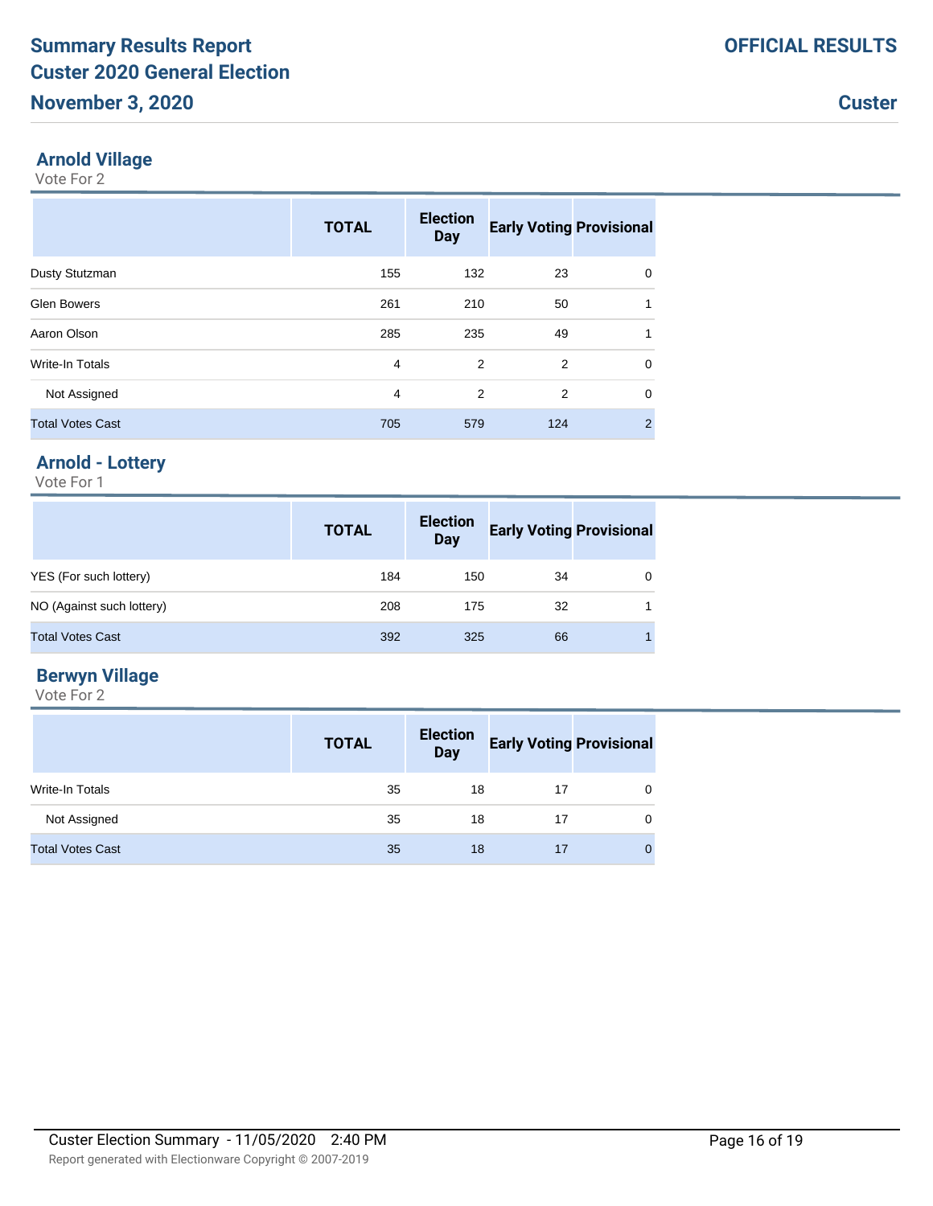## Arnold Village

Vote For 2

| | TOTAL | Election Day | Early Voting | Provisional |
|---|---|---|---|---|
| Dusty Stutzman | 155 | 132 | 23 | 0 |
| Glen Bowers | 261 | 210 | 50 | 1 |
| Aaron Olson | 285 | 235 | 49 | 1 |
| Write-In Totals | 4 | 2 | 2 | 0 |
| Not Assigned | 4 | 2 | 2 | 0 |
| Total Votes Cast | 705 | 579 | 124 | 2 |

## Arnold - Lottery

Vote For 1

| | TOTAL | Election Day | Early Voting | Provisional |
|---|---|---|---|---|
| YES (For such lottery) | 184 | 150 | 34 | 0 |
| NO (Against such lottery) | 208 | 175 | 32 | 1 |
| Total Votes Cast | 392 | 325 | 66 | 1 |

## Berwyn Village

Vote For 2

| | TOTAL | Election Day | Early Voting | Provisional |
|---|---|---|---|---|
| Write-In Totals | 35 | 18 | 17 | 0 |
| Not Assigned | 35 | 18 | 17 | 0 |
| Total Votes Cast | 35 | 18 | 17 | 0 |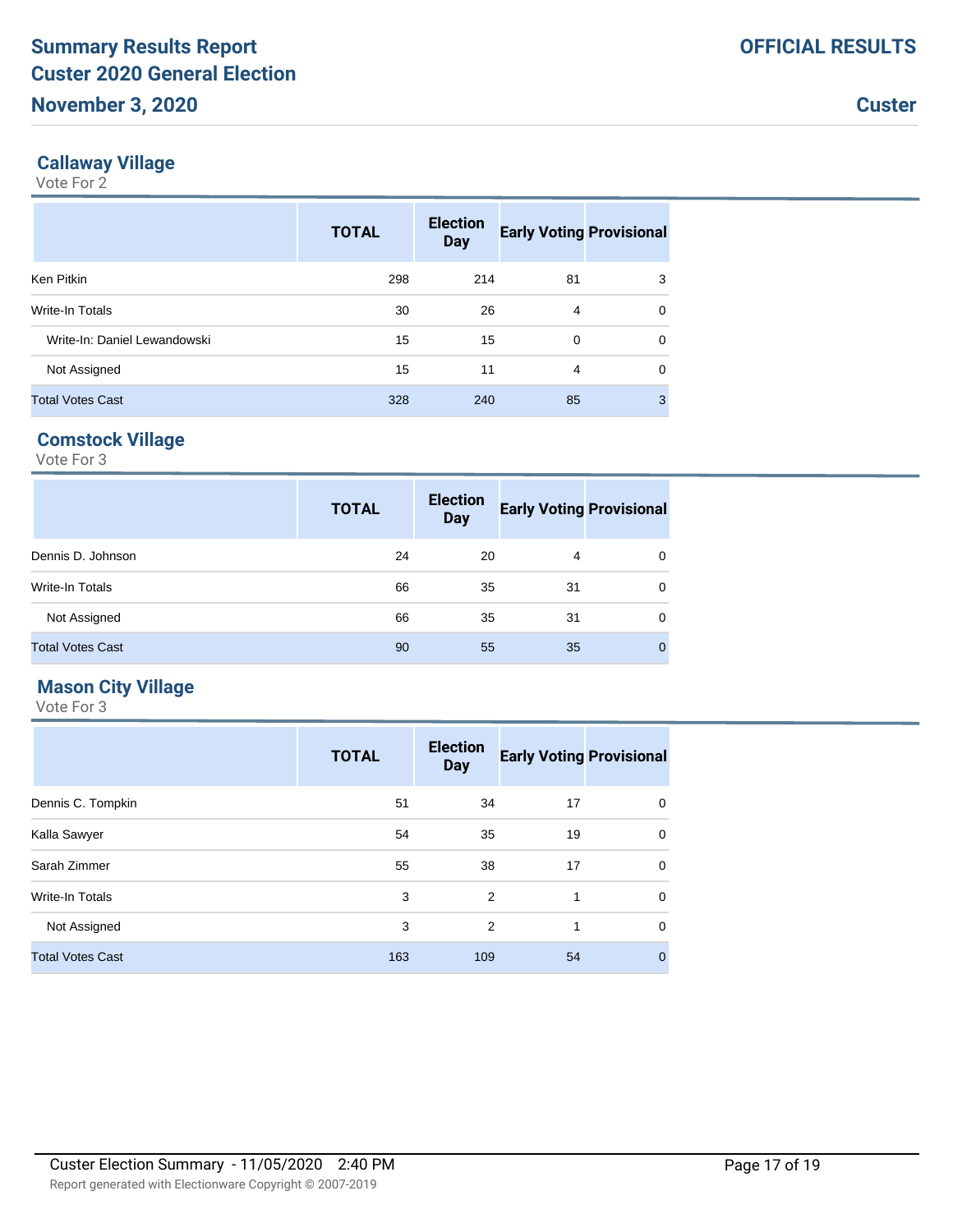# Summary Results Report

# Custer 2020 General Election

# November 3, 2020

**OFFICIAL RESULTS**

**Custer**

## Callaway Village

Vote For 2

| | TOTAL | Election Day | Early Voting | Provisional |
|---|---|---|---|---|
| Ken Pitkin | 298 | 214 | 81 | 3 |
| Write-In Totals | 30 | 26 | 4 | 0 |
| Write-In: Daniel Lewandowski | 15 | 15 | 0 | 0 |
| Not Assigned | 15 | 11 | 4 | 0 |
| Total Votes Cast | 328 | 240 | 85 | 3 |

## Comstock Village

Vote For 3

| | TOTAL | Election Day | Early Voting | Provisional |
|---|---|---|---|---|
| Dennis D. Johnson | 24 | 20 | 4 | 0 |
| Write-In Totals | 66 | 35 | 31 | 0 |
| Not Assigned | 66 | 35 | 31 | 0 |
| Total Votes Cast | 90 | 55 | 35 | 0 |

## Mason City Village

Vote For 3

| | TOTAL | Election Day | Early Voting | Provisional |
|---|---|---|---|---|
| Dennis C. Tompkin | 51 | 34 | 17 | 0 |
| Kalla Sawyer | 54 | 35 | 19 | 0 |
| Sarah Zimmer | 55 | 38 | 17 | 0 |
| Write-In Totals | 3 | 2 | 1 | 0 |
| Not Assigned | 3 | 2 | 1 | 0 |
| Total Votes Cast | 163 | 109 | 54 | 0 |

Custer Election Summary - 11/05/2020 2:40 PM

Report generated with Electionware Copyright © 2007-2019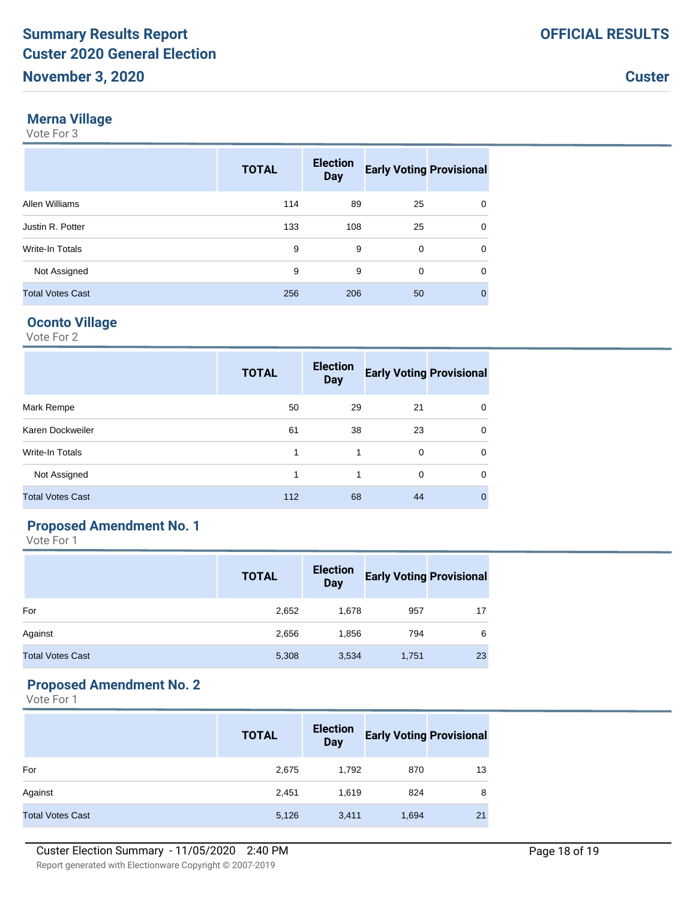# Summary Results Report
# Custer 2020 General Election
# November 3, 2020

**OFFICIAL RESULTS**

**Custer**

## Merna Village

Vote For 3

| | TOTAL | Election Day | Early Voting | Provisional |
|---|---|---|---|---|
| Allen Williams | 114 | 89 | 25 | 0 |
| Justin R. Potter | 133 | 108 | 25 | 0 |
| Write-In Totals | 9 | 9 | 0 | 0 |
| Not Assigned | 9 | 9 | 0 | 0 |
| Total Votes Cast | 256 | 206 | 50 | 0 |

## Oconto Village

Vote For 2

| | TOTAL | Election Day | Early Voting | Provisional |
|---|---|---|---|---|
| Mark Rempe | 50 | 29 | 21 | 0 |
| Karen Dockweiler | 61 | 38 | 23 | 0 |
| Write-In Totals | 1 | 1 | 0 | 0 |
| Not Assigned | 1 | 1 | 0 | 0 |
| Total Votes Cast | 112 | 68 | 44 | 0 |

## Proposed Amendment No. 1

Vote For 1

| | TOTAL | Election Day | Early Voting | Provisional |
|---|---|---|---|---|
| For | 2,652 | 1,678 | 957 | 17 |
| Against | 2,656 | 1,856 | 794 | 6 |
| Total Votes Cast | 5,308 | 3,534 | 1,751 | 23 |

## Proposed Amendment No. 2

Vote For 1

| | TOTAL | Election Day | Early Voting | Provisional |
|---|---|---|---|---|
| For | 2,675 | 1,792 | 870 | 13 |
| Against | 2,451 | 1,619 | 824 | 8 |
| Total Votes Cast | 5,126 | 3,411 | 1,694 | 21 |

Custer Election Summary - 11/05/2020 2:40 PM

Report generated with Electionware Copyright © 2007-2019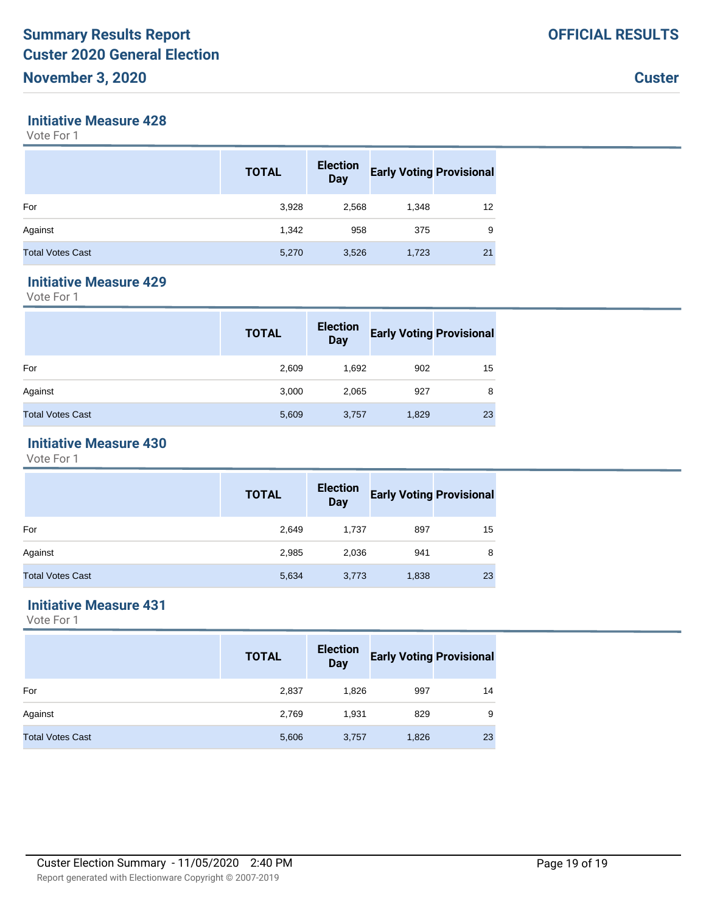# Summary Results Report

# Custer 2020 General Election

# November 3, 2020

**OFFICIAL RESULTS**

**Custer**

## Initiative Measure 428

Vote For 1

| | TOTAL | Election Day | Early Voting | Provisional |
|---|---|---|---|---|
| For | 3,928 | 2,568 | 1,348 | 12 |
| Against | 1,342 | 958 | 375 | 9 |
| Total Votes Cast | 5,270 | 3,526 | 1,723 | 21 |

## Initiative Measure 429

Vote For 1

| | TOTAL | Election Day | Early Voting | Provisional |
|---|---|---|---|---|
| For | 2,609 | 1,692 | 902 | 15 |
| Against | 3,000 | 2,065 | 927 | 8 |
| Total Votes Cast | 5,609 | 3,757 | 1,829 | 23 |

## Initiative Measure 430

Vote For 1

| | TOTAL | Election Day | Early Voting | Provisional |
|---|---|---|---|---|
| For | 2,649 | 1,737 | 897 | 15 |
| Against | 2,985 | 2,036 | 941 | 8 |
| Total Votes Cast | 5,634 | 3,773 | 1,838 | 23 |

## Initiative Measure 431

Vote For 1

| | TOTAL | Election Day | Early Voting | Provisional |
|---|---|---|---|---|
| For | 2,837 | 1,826 | 997 | 14 |
| Against | 2,769 | 1,931 | 829 | 9 |
| Total Votes Cast | 5,606 | 3,757 | 1,826 | 23 |

Custer Election Summary - 11/05/2020 2:40 PM

Report generated with Electionware Copyright © 2007-2019